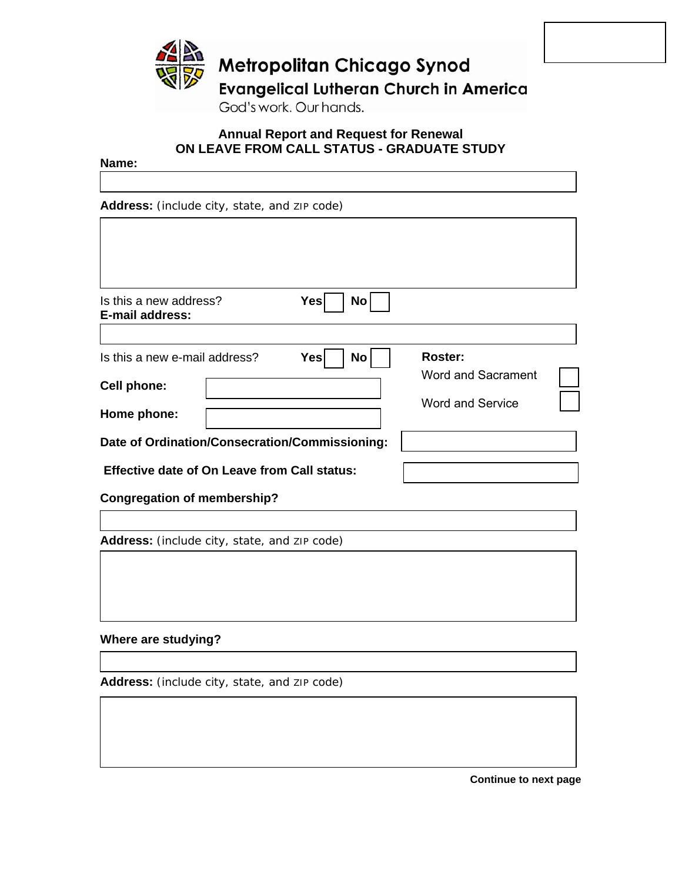Metropolitan Chicago Synod
Evangelical Lutheran Church in America
God's work. Our hands.

## Annual Report and Request for Renewal
## ON LEAVE FROM CALL STATUS - GRADUATE STUDY

**Name:**

**Address:** (include city, state, and ZIP code)

Is this a new address? **Yes** ☐ **No** ☐

**E-mail address:**

Is this a new e-mail address? **Yes** ☐ **No** ☐

**Roster:**
Word and Sacrament ☐
Word and Service ☐

**Cell phone:**

**Home phone:**

**Date of Ordination/Consecration/Commissioning:**

**Effective date of On Leave from Call status:**

**Congregation of membership?**

**Address:** (include city, state, and ZIP code)

**Where are studying?**

**Address:** (include city, state, and ZIP code)

**Continue to next page**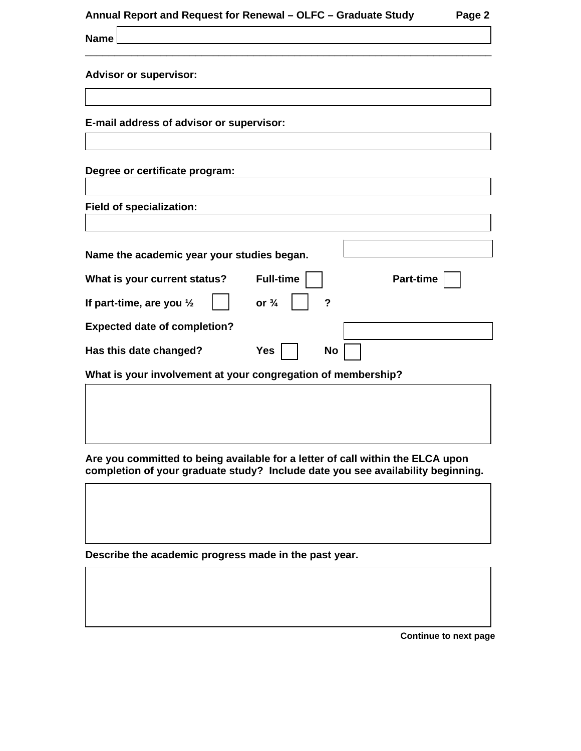**Name** ______________________

---

**Advisor or supervisor:**

______________________

**E-mail address of advisor or supervisor:**

______________________

**Degree or certificate program:**

______________________

**Field of specialization:**

______________________

**Name the academic year your studies began.** ______________________

**What is your current status?** **Full-time** ☐ **Part-time** ☐

**If part-time, are you ½** ☐ **or ¾** ☐ **?**

**Expected date of completion?** ______________________

**Has this date changed?** **Yes** ☐ **No** ☐

**What is your involvement at your congregation of membership?**

______________________

**Are you committed to being available for a letter of call within the ELCA upon completion of your graduate study? Include date you see availability beginning.**

______________________

**Describe the academic progress made in the past year.**

______________________

**Continue to next page**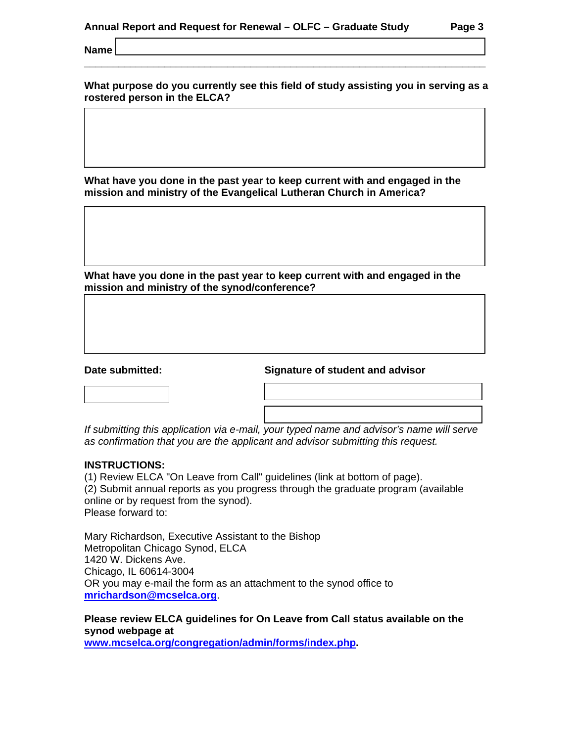**Name**

---

**What purpose do you currently see this field of study assisting you in serving as a rostered person in the ELCA?**

**What have you done in the past year to keep current with and engaged in the mission and ministry of the Evangelical Lutheran Church in America?**

**What have you done in the past year to keep current with and engaged in the mission and ministry of the synod/conference?**

**Date submitted:**

**Signature of student and advisor**

*If submitting this application via e-mail, your typed name and advisor's name will serve as confirmation that you are the applicant and advisor submitting this request.*

**INSTRUCTIONS:**

(1) Review ELCA "On Leave from Call" guidelines (link at bottom of page).
(2) Submit annual reports as you progress through the graduate program (available online or by request from the synod).
Please forward to:

Mary Richardson, Executive Assistant to the Bishop
Metropolitan Chicago Synod, ELCA
1420 W. Dickens Ave.
Chicago, IL 60614-3004
OR you may e-mail the form as an attachment to the synod office to **mrichardson@mcselca.org**.

**Please review ELCA guidelines for On Leave from Call status available on the synod webpage at www.mcselca.org/congregation/admin/forms/index.php.**